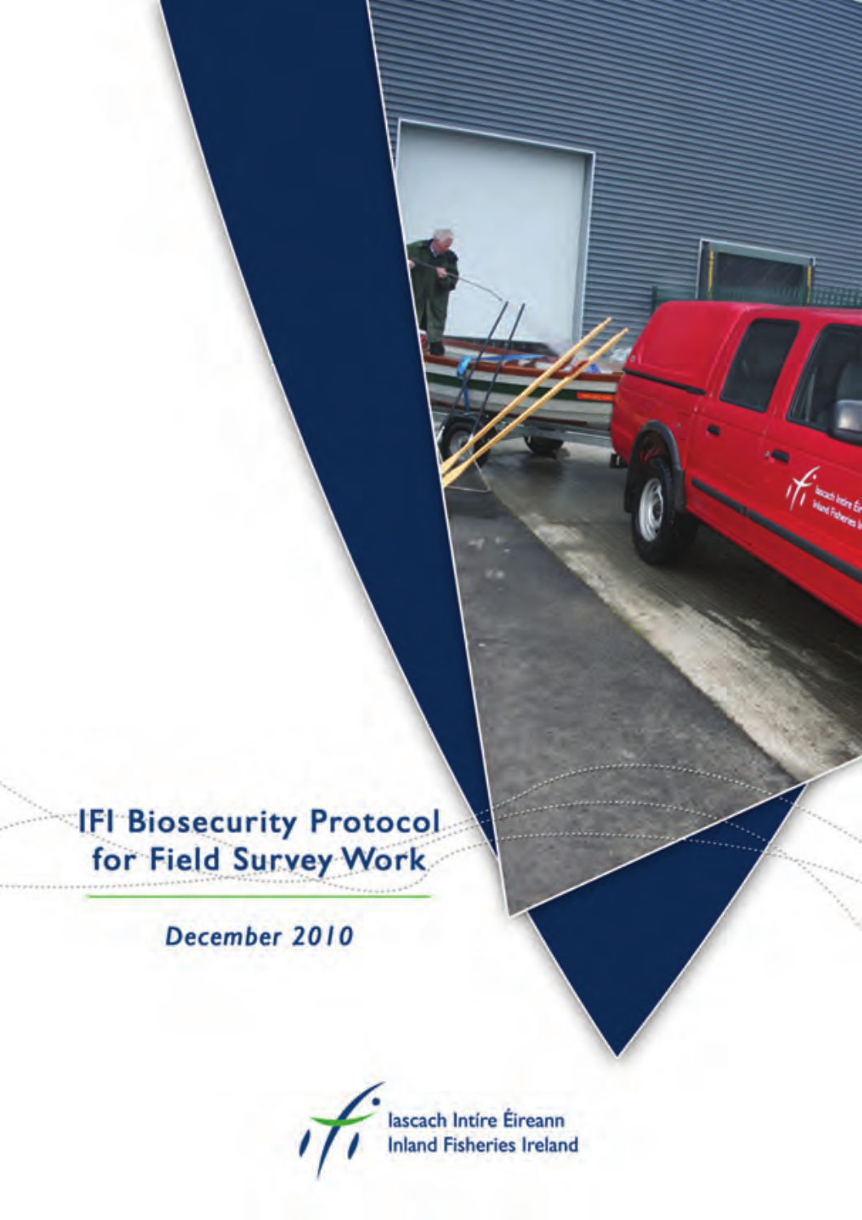# IFI Biosecurity Protocol for Field Survey Work

*December 2010*

Iascach Intíre Éireann
Inland Fisheries Ireland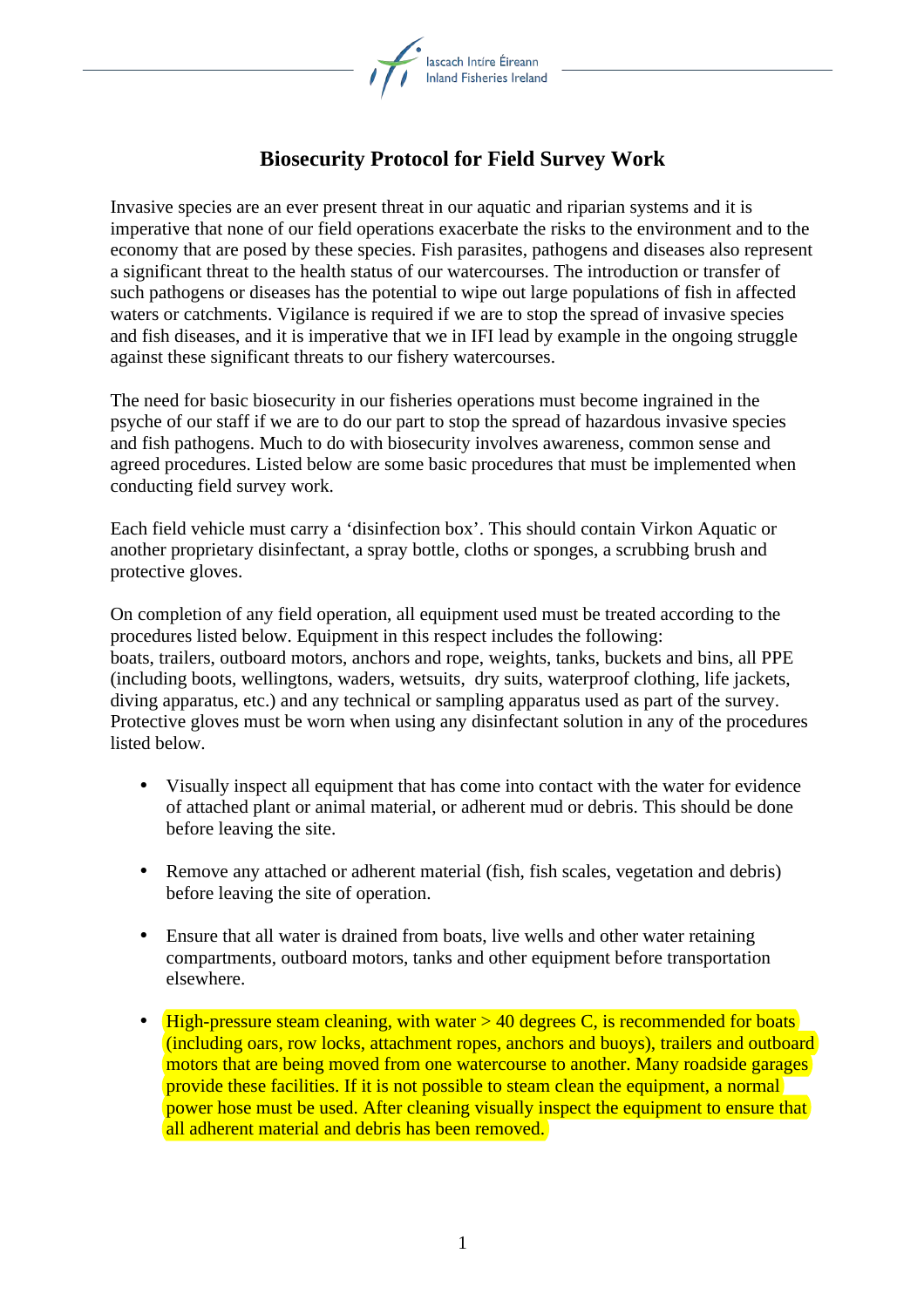# Biosecurity Protocol for Field Survey Work

Invasive species are an ever present threat in our aquatic and riparian systems and it is imperative that none of our field operations exacerbate the risks to the environment and to the economy that are posed by these species. Fish parasites, pathogens and diseases also represent a significant threat to the health status of our watercourses. The introduction or transfer of such pathogens or diseases has the potential to wipe out large populations of fish in affected waters or catchments. Vigilance is required if we are to stop the spread of invasive species and fish diseases, and it is imperative that we in IFI lead by example in the ongoing struggle against these significant threats to our fishery watercourses.

The need for basic biosecurity in our fisheries operations must become ingrained in the psyche of our staff if we are to do our part to stop the spread of hazardous invasive species and fish pathogens. Much to do with biosecurity involves awareness, common sense and agreed procedures. Listed below are some basic procedures that must be implemented when conducting field survey work.

Each field vehicle must carry a 'disinfection box'. This should contain Virkon Aquatic or another proprietary disinfectant, a spray bottle, cloths or sponges, a scrubbing brush and protective gloves.

On completion of any field operation, all equipment used must be treated according to the procedures listed below. Equipment in this respect includes the following:
boats, trailers, outboard motors, anchors and rope, weights, tanks, buckets and bins, all PPE (including boots, wellingtons, waders, wetsuits, dry suits, waterproof clothing, life jackets, diving apparatus, etc.) and any technical or sampling apparatus used as part of the survey. Protective gloves must be worn when using any disinfectant solution in any of the procedures listed below.

- Visually inspect all equipment that has come into contact with the water for evidence of attached plant or animal material, or adherent mud or debris. This should be done before leaving the site.

- Remove any attached or adherent material (fish, fish scales, vegetation and debris) before leaving the site of operation.

- Ensure that all water is drained from boats, live wells and other water retaining compartments, outboard motors, tanks and other equipment before transportation elsewhere.

- High-pressure steam cleaning, with water > 40 degrees C, is recommended for boats (including oars, row locks, attachment ropes, anchors and buoys), trailers and outboard motors that are being moved from one watercourse to another. Many roadside garages provide these facilities. If it is not possible to steam clean the equipment, a normal power hose must be used. After cleaning visually inspect the equipment to ensure that all adherent material and debris has been removed.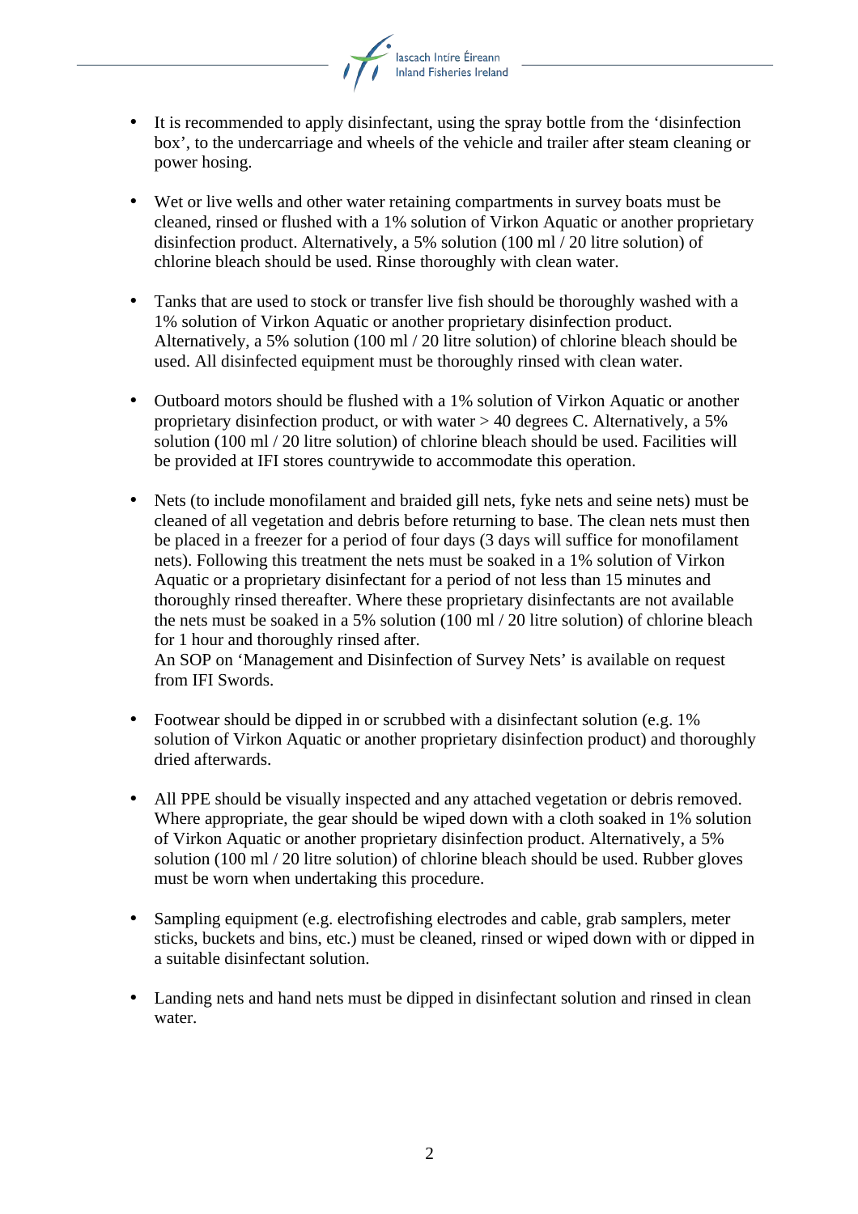- It is recommended to apply disinfectant, using the spray bottle from the 'disinfection box', to the undercarriage and wheels of the vehicle and trailer after steam cleaning or power hosing.

- Wet or live wells and other water retaining compartments in survey boats must be cleaned, rinsed or flushed with a 1% solution of Virkon Aquatic or another proprietary disinfection product. Alternatively, a 5% solution (100 ml / 20 litre solution) of chlorine bleach should be used. Rinse thoroughly with clean water.

- Tanks that are used to stock or transfer live fish should be thoroughly washed with a 1% solution of Virkon Aquatic or another proprietary disinfection product. Alternatively, a 5% solution (100 ml / 20 litre solution) of chlorine bleach should be used. All disinfected equipment must be thoroughly rinsed with clean water.

- Outboard motors should be flushed with a 1% solution of Virkon Aquatic or another proprietary disinfection product, or with water > 40 degrees C. Alternatively, a 5% solution (100 ml / 20 litre solution) of chlorine bleach should be used. Facilities will be provided at IFI stores countrywide to accommodate this operation.

- Nets (to include monofilament and braided gill nets, fyke nets and seine nets) must be cleaned of all vegetation and debris before returning to base. The clean nets must then be placed in a freezer for a period of four days (3 days will suffice for monofilament nets). Following this treatment the nets must be soaked in a 1% solution of Virkon Aquatic or a proprietary disinfectant for a period of not less than 15 minutes and thoroughly rinsed thereafter. Where these proprietary disinfectants are not available the nets must be soaked in a 5% solution (100 ml / 20 litre solution) of chlorine bleach for 1 hour and thoroughly rinsed after.  
  An SOP on 'Management and Disinfection of Survey Nets' is available on request from IFI Swords.

- Footwear should be dipped in or scrubbed with a disinfectant solution (e.g. 1% solution of Virkon Aquatic or another proprietary disinfection product) and thoroughly dried afterwards.

- All PPE should be visually inspected and any attached vegetation or debris removed. Where appropriate, the gear should be wiped down with a cloth soaked in 1% solution of Virkon Aquatic or another proprietary disinfection product. Alternatively, a 5% solution (100 ml / 20 litre solution) of chlorine bleach should be used. Rubber gloves must be worn when undertaking this procedure.

- Sampling equipment (e.g. electrofishing electrodes and cable, grab samplers, meter sticks, buckets and bins, etc.) must be cleaned, rinsed or wiped down with or dipped in a suitable disinfectant solution.

- Landing nets and hand nets must be dipped in disinfectant solution and rinsed in clean water.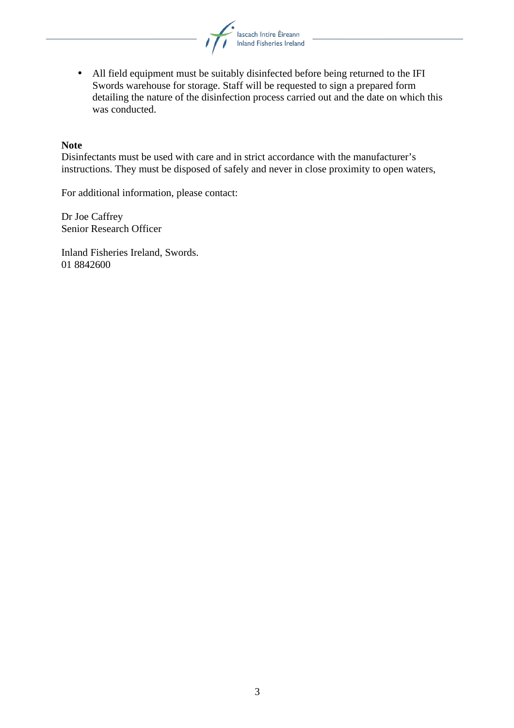- All field equipment must be suitably disinfected before being returned to the IFI Swords warehouse for storage. Staff will be requested to sign a prepared form detailing the nature of the disinfection process carried out and the date on which this was conducted.

**Note**

Disinfectants must be used with care and in strict accordance with the manufacturer's instructions. They must be disposed of safely and never in close proximity to open waters,

For additional information, please contact:

Dr Joe Caffrey
Senior Research Officer

Inland Fisheries Ireland, Swords.
01 8842600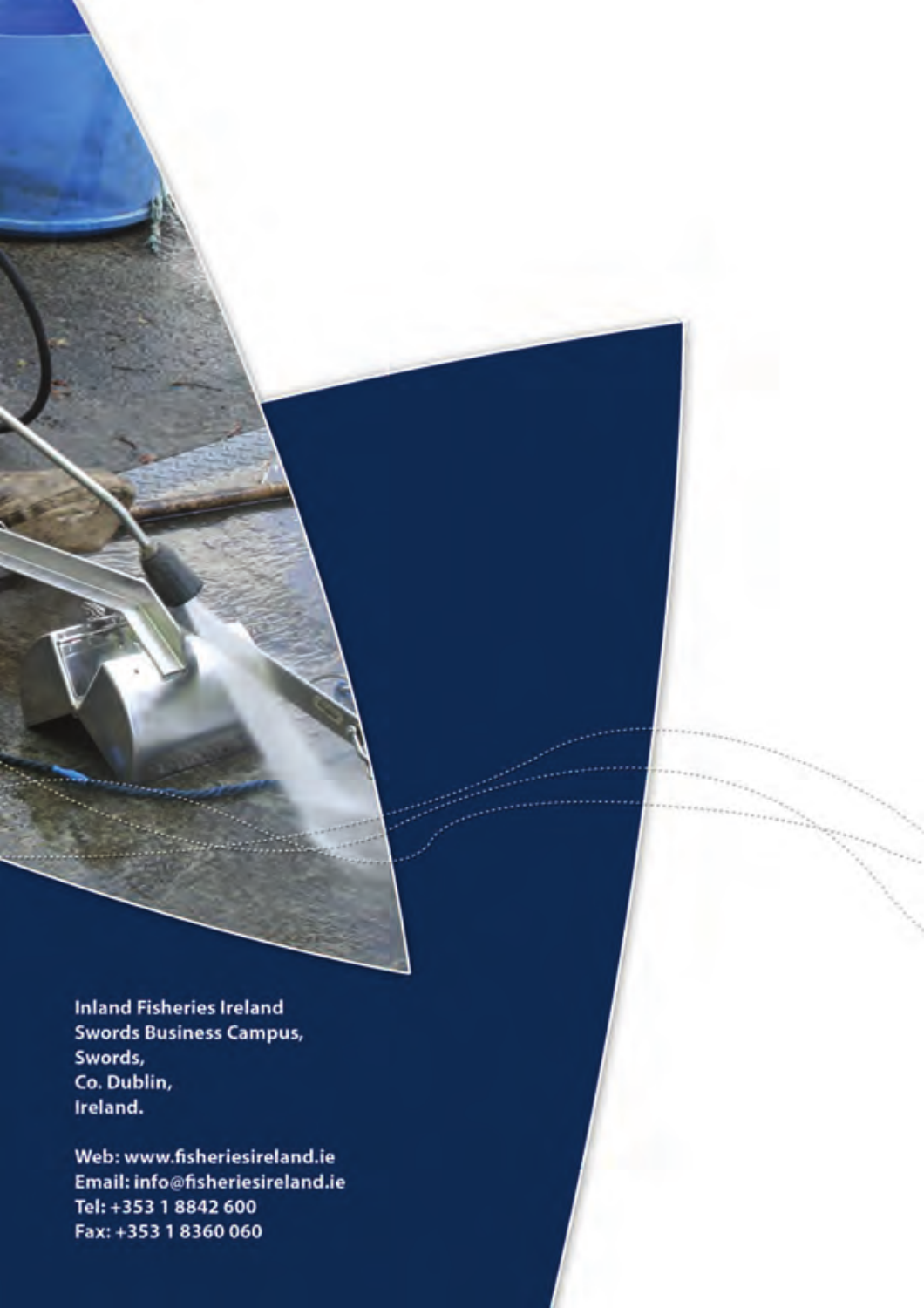Inland Fisheries Ireland
Swords Business Campus,
Swords,
Co. Dublin,
Ireland.

Web: www.fisheriesireland.ie
Email: info@fisheriesireland.ie
Tel: +353 1 8842 600
Fax: +353 1 8360 060